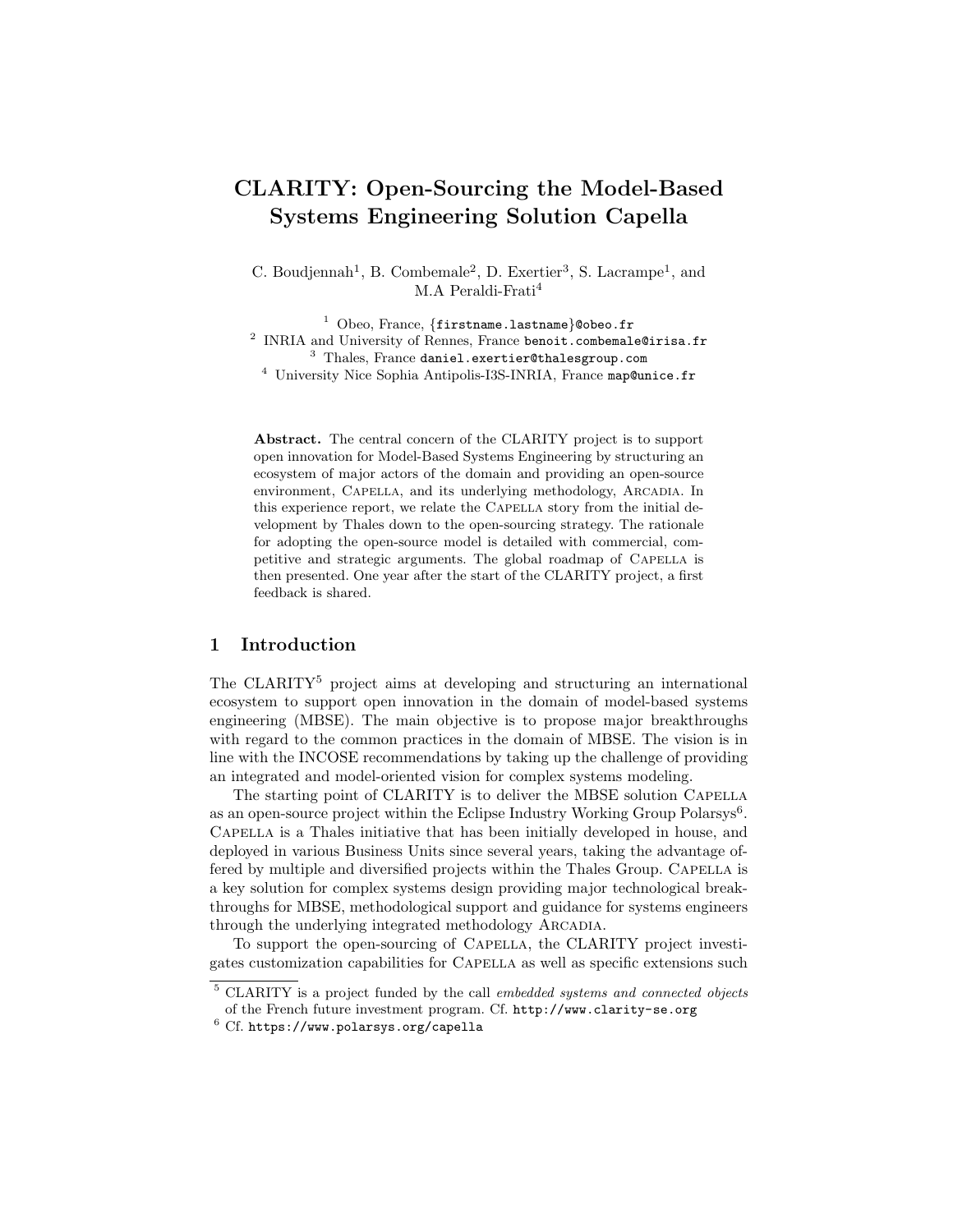# CLARITY: Open-Sourcing the Model-Based Systems Engineering Solution Capella

C. Boudjennah[1], B. Combemale[2], D. Exertier[3], S. Lacrampe[1], and M.A Peraldi-Frati[4]

[1] Obeo, France, {firstname.lastname}@obeo.fr
[2] INRIA and University of Rennes, France benoit.combemale@irisa.fr
[3] Thales, France daniel.exertier@thalesgroup.com
[4] University Nice Sophia Antipolis-I3S-INRIA, France map@unice.fr

**Abstract.** The central concern of the CLARITY project is to support open innovation for Model-Based Systems Engineering by structuring an ecosystem of major actors of the domain and providing an open-source environment, Capella, and its underlying methodology, Arcadia. In this experience report, we relate the Capella story from the initial development by Thales down to the open-sourcing strategy. The rationale for adopting the open-source model is detailed with commercial, competitive and strategic arguments. The global roadmap of Capella is then presented. One year after the start of the CLARITY project, a first feedback is shared.

## 1 Introduction

The CLARITY[5] project aims at developing and structuring an international ecosystem to support open innovation in the domain of model-based systems engineering (MBSE). The main objective is to propose major breakthroughs with regard to the common practices in the domain of MBSE. The vision is in line with the INCOSE recommendations by taking up the challenge of providing an integrated and model-oriented vision for complex systems modeling.

The starting point of CLARITY is to deliver the MBSE solution Capella as an open-source project within the Eclipse Industry Working Group Polarsys[6]. Capella is a Thales initiative that has been initially developed in house, and deployed in various Business Units since several years, taking the advantage offered by multiple and diversified projects within the Thales Group. Capella is a key solution for complex systems design providing major technological breakthroughs for MBSE, methodological support and guidance for systems engineers through the underlying integrated methodology Arcadia.

To support the open-sourcing of Capella, the CLARITY project investigates customization capabilities for Capella as well as specific extensions such

[5] CLARITY is a project funded by the call *embedded systems and connected objects* of the French future investment program. Cf. http://www.clarity-se.org

[6] Cf. https://www.polarsys.org/capella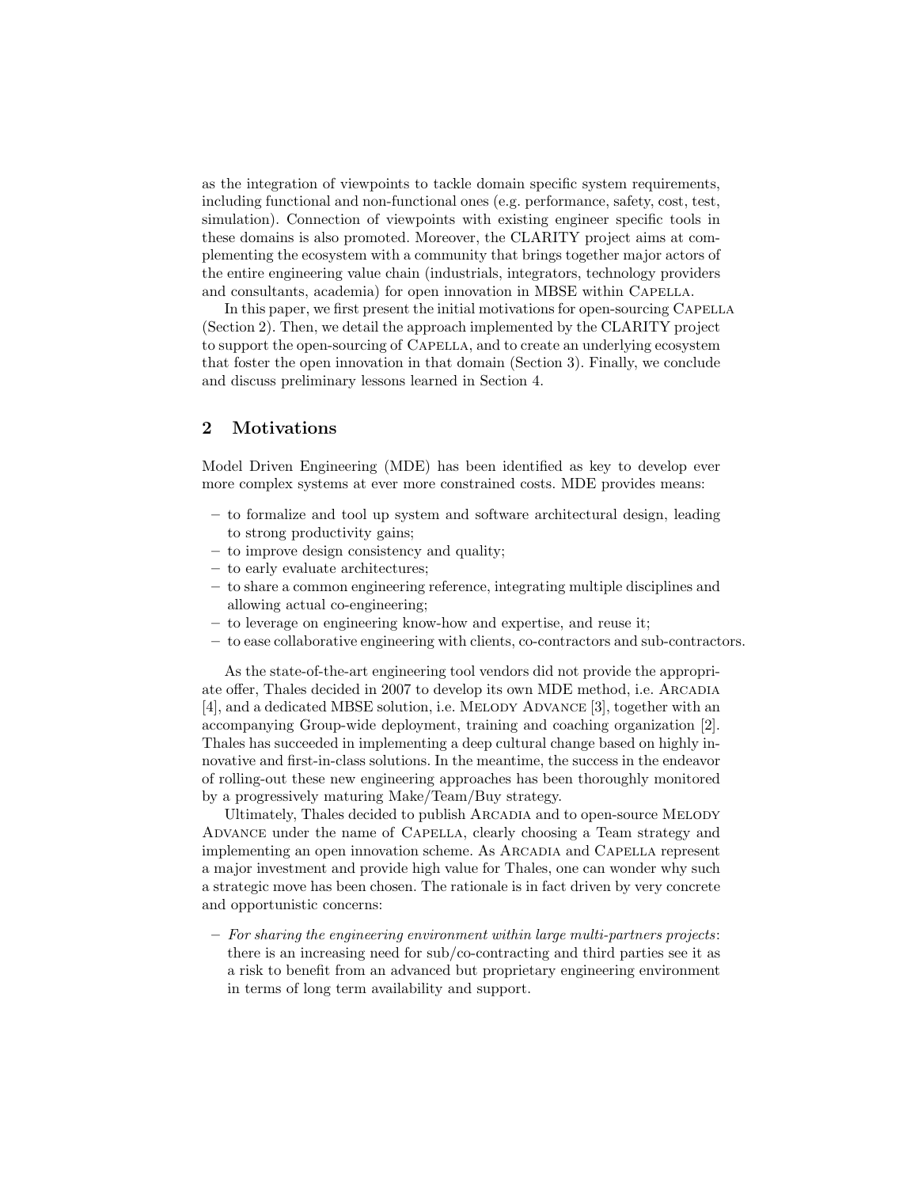as the integration of viewpoints to tackle domain specific system requirements, including functional and non-functional ones (e.g. performance, safety, cost, test, simulation). Connection of viewpoints with existing engineer specific tools in these domains is also promoted. Moreover, the CLARITY project aims at complementing the ecosystem with a community that brings together major actors of the entire engineering value chain (industrials, integrators, technology providers and consultants, academia) for open innovation in MBSE within Capella.

In this paper, we first present the initial motivations for open-sourcing Capella (Section 2). Then, we detail the approach implemented by the CLARITY project to support the open-sourcing of Capella, and to create an underlying ecosystem that foster the open innovation in that domain (Section 3). Finally, we conclude and discuss preliminary lessons learned in Section 4.

## 2 Motivations

Model Driven Engineering (MDE) has been identified as key to develop ever more complex systems at ever more constrained costs. MDE provides means:

- to formalize and tool up system and software architectural design, leading to strong productivity gains;
- to improve design consistency and quality;
- to early evaluate architectures;
- to share a common engineering reference, integrating multiple disciplines and allowing actual co-engineering;
- to leverage on engineering know-how and expertise, and reuse it;
- to ease collaborative engineering with clients, co-contractors and sub-contractors.

As the state-of-the-art engineering tool vendors did not provide the appropriate offer, Thales decided in 2007 to develop its own MDE method, i.e. Arcadia [4], and a dedicated MBSE solution, i.e. Melody Advance [3], together with an accompanying Group-wide deployment, training and coaching organization [2]. Thales has succeeded in implementing a deep cultural change based on highly innovative and first-in-class solutions. In the meantime, the success in the endeavor of rolling-out these new engineering approaches has been thoroughly monitored by a progressively maturing Make/Team/Buy strategy.

Ultimately, Thales decided to publish Arcadia and to open-source Melody Advance under the name of Capella, clearly choosing a Team strategy and implementing an open innovation scheme. As Arcadia and Capella represent a major investment and provide high value for Thales, one can wonder why such a strategic move has been chosen. The rationale is in fact driven by very concrete and opportunistic concerns:

- *For sharing the engineering environment within large multi-partners projects*: there is an increasing need for sub/co-contracting and third parties see it as a risk to benefit from an advanced but proprietary engineering environment in terms of long term availability and support.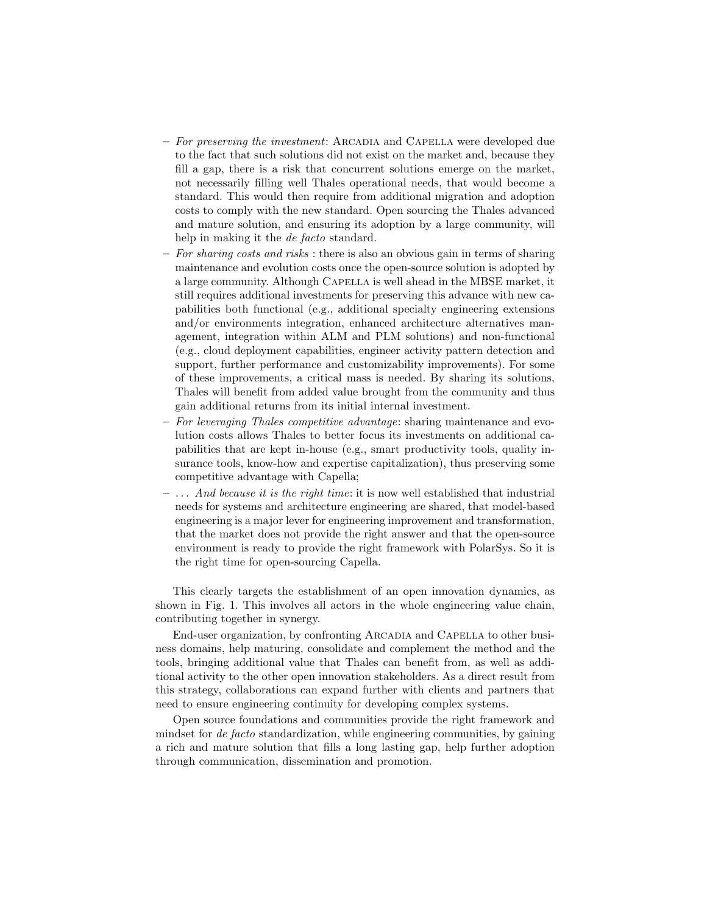- *For preserving the investment*: Arcadia and Capella were developed due to the fact that such solutions did not exist on the market and, because they fill a gap, there is a risk that concurrent solutions emerge on the market, not necessarily filling well Thales operational needs, that would become a standard. This would then require from additional migration and adoption costs to comply with the new standard. Open sourcing the Thales advanced and mature solution, and ensuring its adoption by a large community, will help in making it the *de facto* standard.
- *For sharing costs and risks* : there is also an obvious gain in terms of sharing maintenance and evolution costs once the open-source solution is adopted by a large community. Although Capella is well ahead in the MBSE market, it still requires additional investments for preserving this advance with new capabilities both functional (e.g., additional specialty engineering extensions and/or environments integration, enhanced architecture alternatives management, integration within ALM and PLM solutions) and non-functional (e.g., cloud deployment capabilities, engineer activity pattern detection and support, further performance and customizability improvements). For some of these improvements, a critical mass is needed. By sharing its solutions, Thales will benefit from added value brought from the community and thus gain additional returns from its initial internal investment.
- *For leveraging Thales competitive advantage*: sharing maintenance and evolution costs allows Thales to better focus its investments on additional capabilities that are kept in-house (e.g., smart productivity tools, quality insurance tools, know-how and expertise capitalization), thus preserving some competitive advantage with Capella;
- *... And because it is the right time*: it is now well established that industrial needs for systems and architecture engineering are shared, that model-based engineering is a major lever for engineering improvement and transformation, that the market does not provide the right answer and that the open-source environment is ready to provide the right framework with PolarSys. So it is the right time for open-sourcing Capella.

This clearly targets the establishment of an open innovation dynamics, as shown in Fig. 1. This involves all actors in the whole engineering value chain, contributing together in synergy.

End-user organization, by confronting Arcadia and Capella to other business domains, help maturing, consolidate and complement the method and the tools, bringing additional value that Thales can benefit from, as well as additional activity to the other open innovation stakeholders. As a direct result from this strategy, collaborations can expand further with clients and partners that need to ensure engineering continuity for developing complex systems.

Open source foundations and communities provide the right framework and mindset for *de facto* standardization, while engineering communities, by gaining a rich and mature solution that fills a long lasting gap, help further adoption through communication, dissemination and promotion.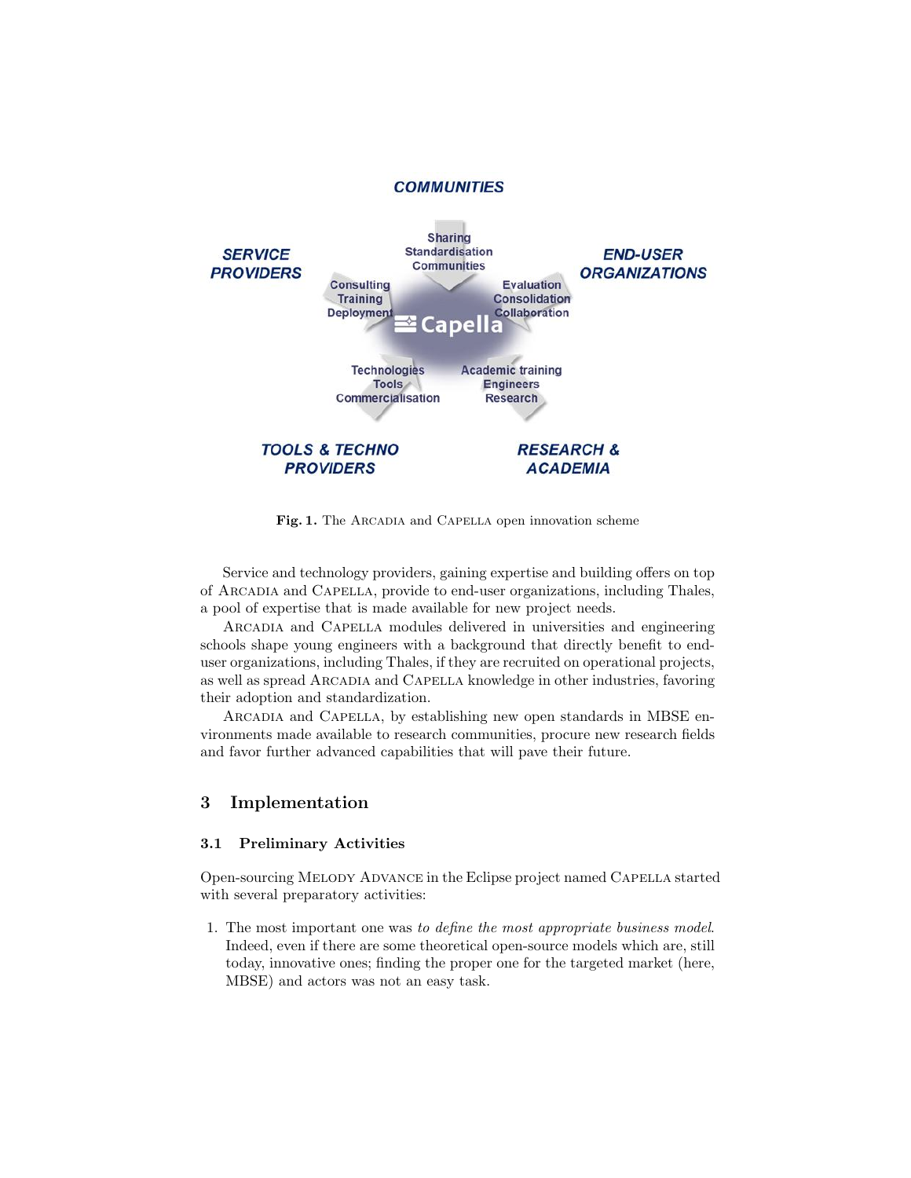**Fig. 1.** The ARCADIA and CAPELLA open innovation scheme

Service and technology providers, gaining expertise and building offers on top of ARCADIA and CAPELLA, provide to end-user organizations, including Thales, a pool of expertise that is made available for new project needs.

ARCADIA and CAPELLA modules delivered in universities and engineering schools shape young engineers with a background that directly benefit to end-user organizations, including Thales, if they are recruited on operational projects, as well as spread ARCADIA and CAPELLA knowledge in other industries, favoring their adoption and standardization.

ARCADIA and CAPELLA, by establishing new open standards in MBSE environments made available to research communities, procure new research fields and favor further advanced capabilities that will pave their future.

## 3 Implementation

### 3.1 Preliminary Activities

Open-sourcing MELODY ADVANCE in the Eclipse project named CAPELLA started with several preparatory activities:

1. The most important one was *to define the most appropriate business model*. Indeed, even if there are some theoretical open-source models which are, still today, innovative ones; finding the proper one for the targeted market (here, MBSE) and actors was not an easy task.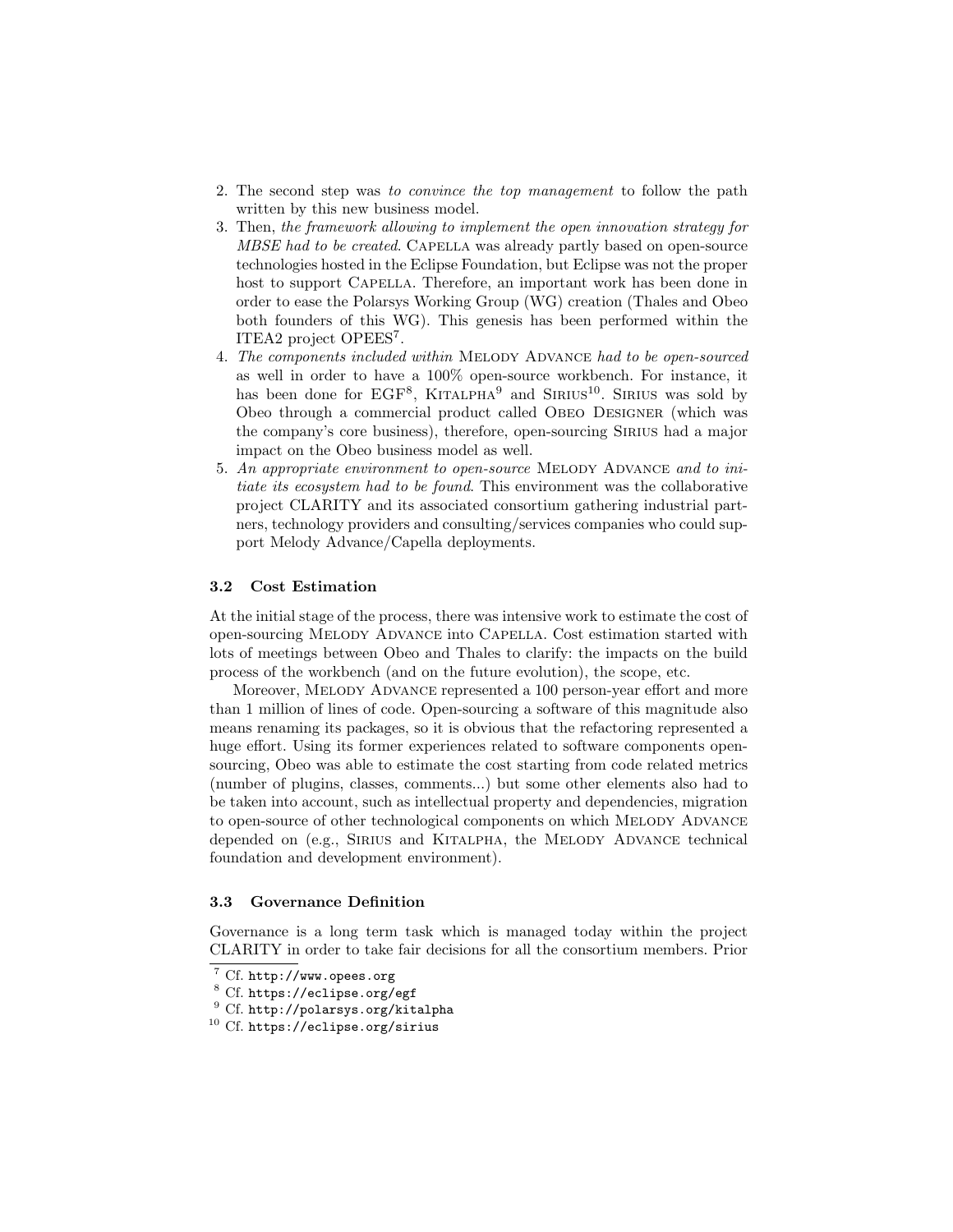2. The second step was *to convince the top management* to follow the path written by this new business model.
3. Then, *the framework allowing to implement the open innovation strategy for MBSE had to be created*. Capella was already partly based on open-source technologies hosted in the Eclipse Foundation, but Eclipse was not the proper host to support Capella. Therefore, an important work has been done in order to ease the Polarsys Working Group (WG) creation (Thales and Obeo both founders of this WG). This genesis has been performed within the ITEA2 project OPEES[7].
4. *The components included within* Melody Advance *had to be open-sourced* as well in order to have a 100% open-source workbench. For instance, it has been done for EGF[8], Kitalpha[9] and Sirius[10]. Sirius was sold by Obeo through a commercial product called Obeo Designer (which was the company's core business), therefore, open-sourcing Sirius had a major impact on the Obeo business model as well.
5. *An appropriate environment to open-source* Melody Advance *and to initiate its ecosystem had to be found*. This environment was the collaborative project CLARITY and its associated consortium gathering industrial partners, technology providers and consulting/services companies who could support Melody Advance/Capella deployments.

### 3.2 Cost Estimation

At the initial stage of the process, there was intensive work to estimate the cost of open-sourcing Melody Advance into Capella. Cost estimation started with lots of meetings between Obeo and Thales to clarify: the impacts on the build process of the workbench (and on the future evolution), the scope, etc.

Moreover, Melody Advance represented a 100 person-year effort and more than 1 million of lines of code. Open-sourcing a software of this magnitude also means renaming its packages, so it is obvious that the refactoring represented a huge effort. Using its former experiences related to software components open-sourcing, Obeo was able to estimate the cost starting from code related metrics (number of plugins, classes, comments...) but some other elements also had to be taken into account, such as intellectual property and dependencies, migration to open-source of other technological components on which Melody Advance depended on (e.g., Sirius and Kitalpha, the Melody Advance technical foundation and development environment).

### 3.3 Governance Definition

Governance is a long term task which is managed today within the project CLARITY in order to take fair decisions for all the consortium members. Prior

[7] Cf. http://www.opees.org
[8] Cf. https://eclipse.org/egf
[9] Cf. http://polarsys.org/kitalpha
[10] Cf. https://eclipse.org/sirius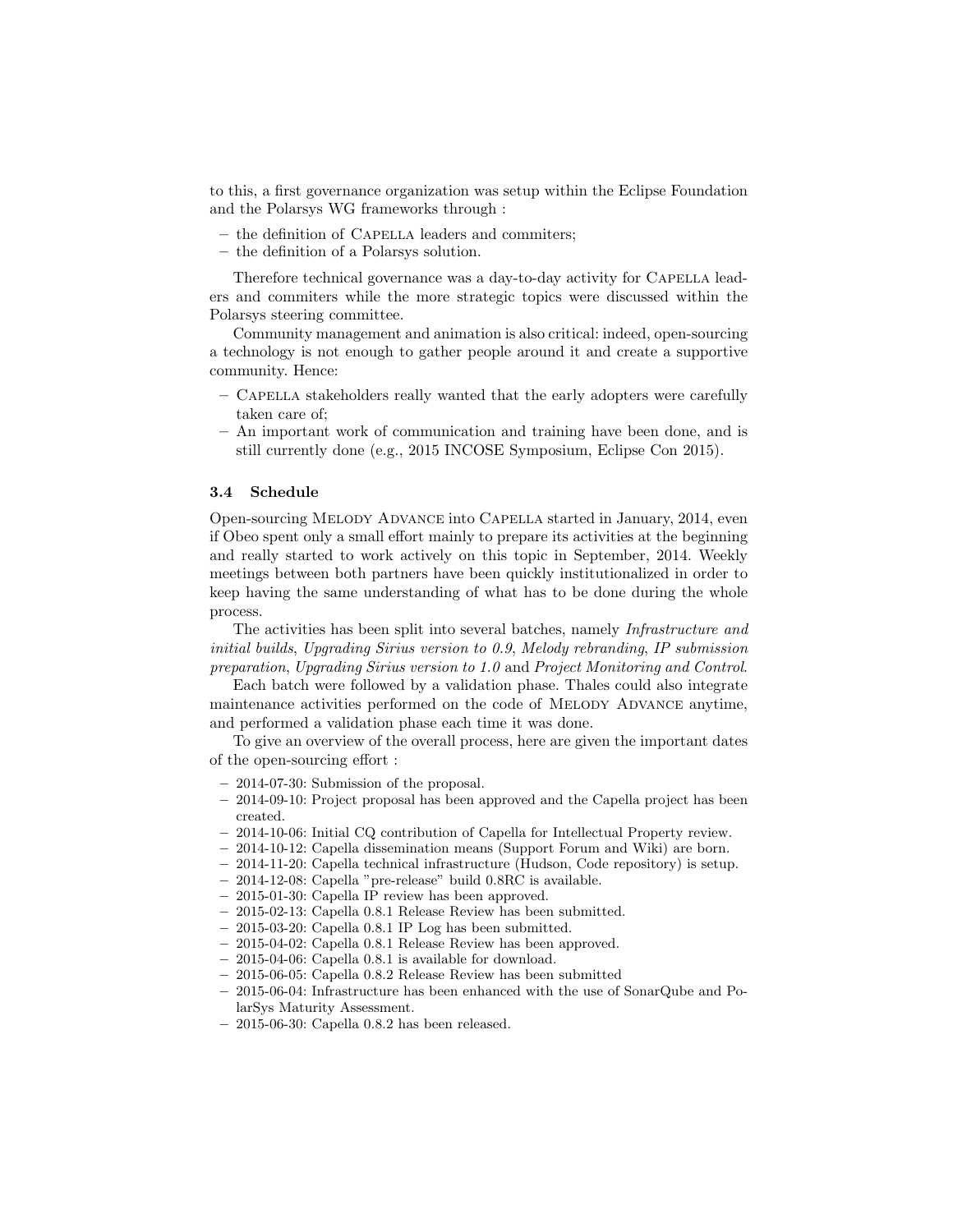to this, a first governance organization was setup within the Eclipse Foundation and the Polarsys WG frameworks through :

– the definition of Capella leaders and commiters;
– the definition of a Polarsys solution.

Therefore technical governance was a day-to-day activity for Capella leaders and commiters while the more strategic topics were discussed within the Polarsys steering committee.

Community management and animation is also critical: indeed, open-sourcing a technology is not enough to gather people around it and create a supportive community. Hence:

– Capella stakeholders really wanted that the early adopters were carefully taken care of;
– An important work of communication and training have been done, and is still currently done (e.g., 2015 INCOSE Symposium, Eclipse Con 2015).

### 3.4 Schedule

Open-sourcing Melody Advance into Capella started in January, 2014, even if Obeo spent only a small effort mainly to prepare its activities at the beginning and really started to work actively on this topic in September, 2014. Weekly meetings between both partners have been quickly institutionalized in order to keep having the same understanding of what has to be done during the whole process.

The activities has been split into several batches, namely *Infrastructure and initial builds*, *Upgrading Sirius version to 0.9*, *Melody rebranding*, *IP submission preparation*, *Upgrading Sirius version to 1.0* and *Project Monitoring and Control*.

Each batch were followed by a validation phase. Thales could also integrate maintenance activities performed on the code of Melody Advance anytime, and performed a validation phase each time it was done.

To give an overview of the overall process, here are given the important dates of the open-sourcing effort :

– 2014-07-30: Submission of the proposal.
– 2014-09-10: Project proposal has been approved and the Capella project has been created.
– 2014-10-06: Initial CQ contribution of Capella for Intellectual Property review.
– 2014-10-12: Capella dissemination means (Support Forum and Wiki) are born.
– 2014-11-20: Capella technical infrastructure (Hudson, Code repository) is setup.
– 2014-12-08: Capella "pre-release" build 0.8RC is available.
– 2015-01-30: Capella IP review has been approved.
– 2015-02-13: Capella 0.8.1 Release Review has been submitted.
– 2015-03-20: Capella 0.8.1 IP Log has been submitted.
– 2015-04-02: Capella 0.8.1 Release Review has been approved.
– 2015-04-06: Capella 0.8.1 is available for download.
– 2015-06-05: Capella 0.8.2 Release Review has been submitted
– 2015-06-04: Infrastructure has been enhanced with the use of SonarQube and PolarSys Maturity Assessment.
– 2015-06-30: Capella 0.8.2 has been released.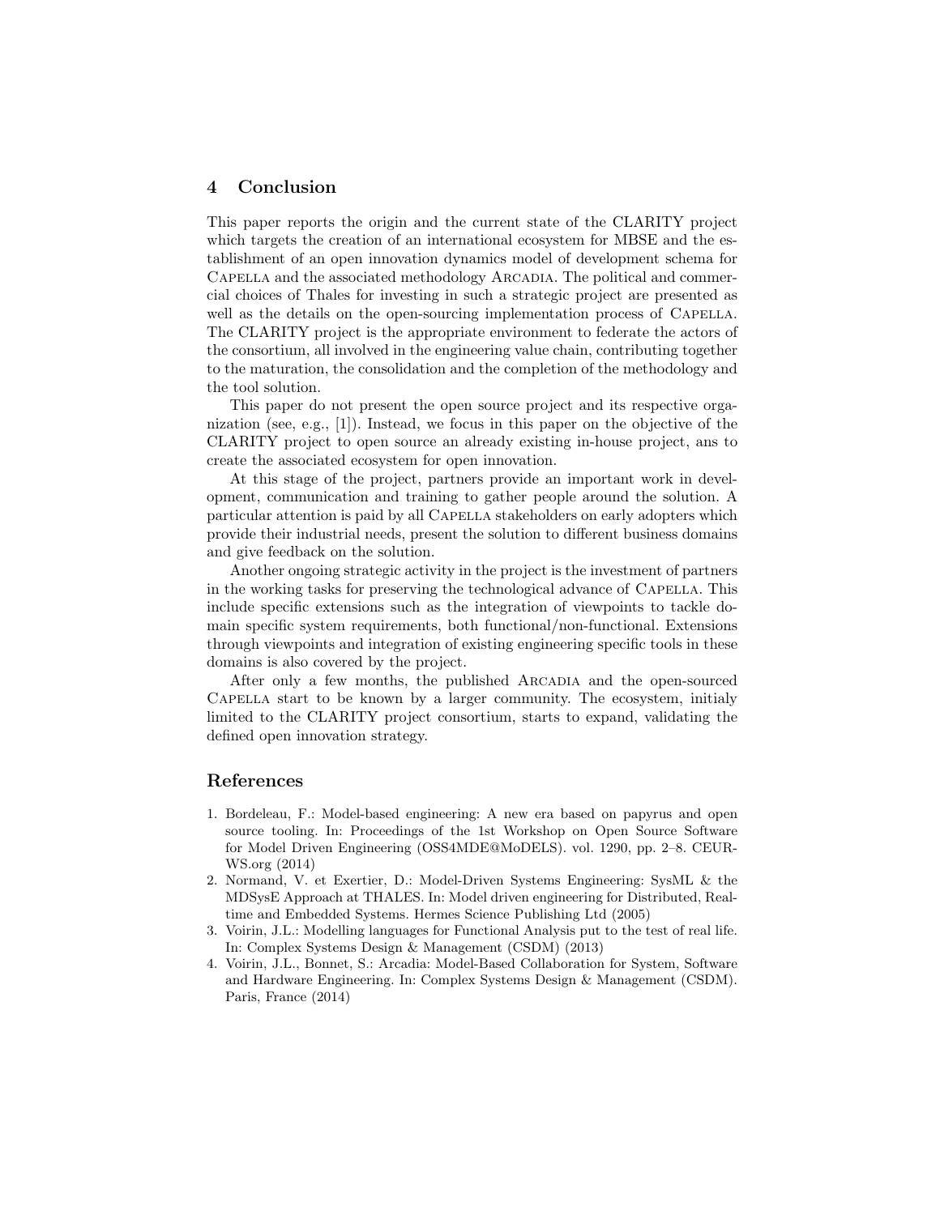## 4 Conclusion

This paper reports the origin and the current state of the CLARITY project which targets the creation of an international ecosystem for MBSE and the establishment of an open innovation dynamics model of development schema for Capella and the associated methodology Arcadia. The political and commercial choices of Thales for investing in such a strategic project are presented as well as the details on the open-sourcing implementation process of Capella. The CLARITY project is the appropriate environment to federate the actors of the consortium, all involved in the engineering value chain, contributing together to the maturation, the consolidation and the completion of the methodology and the tool solution.

This paper do not present the open source project and its respective organization (see, e.g., [1]). Instead, we focus in this paper on the objective of the CLARITY project to open source an already existing in-house project, ans to create the associated ecosystem for open innovation.

At this stage of the project, partners provide an important work in development, communication and training to gather people around the solution. A particular attention is paid by all Capella stakeholders on early adopters which provide their industrial needs, present the solution to different business domains and give feedback on the solution.

Another ongoing strategic activity in the project is the investment of partners in the working tasks for preserving the technological advance of Capella. This include specific extensions such as the integration of viewpoints to tackle domain specific system requirements, both functional/non-functional. Extensions through viewpoints and integration of existing engineering specific tools in these domains is also covered by the project.

After only a few months, the published Arcadia and the open-sourced Capella start to be known by a larger community. The ecosystem, initialy limited to the CLARITY project consortium, starts to expand, validating the defined open innovation strategy.

## References

1. Bordeleau, F.: Model-based engineering: A new era based on papyrus and open source tooling. In: Proceedings of the 1st Workshop on Open Source Software for Model Driven Engineering (OSS4MDE@MoDELS). vol. 1290, pp. 2–8. CEUR-WS.org (2014)
2. Normand, V. et Exertier, D.: Model-Driven Systems Engineering: SysML & the MDSysE Approach at THALES. In: Model driven engineering for Distributed, Real-time and Embedded Systems. Hermes Science Publishing Ltd (2005)
3. Voirin, J.L.: Modelling languages for Functional Analysis put to the test of real life. In: Complex Systems Design & Management (CSDM) (2013)
4. Voirin, J.L., Bonnet, S.: Arcadia: Model-Based Collaboration for System, Software and Hardware Engineering. In: Complex Systems Design & Management (CSDM). Paris, France (2014)